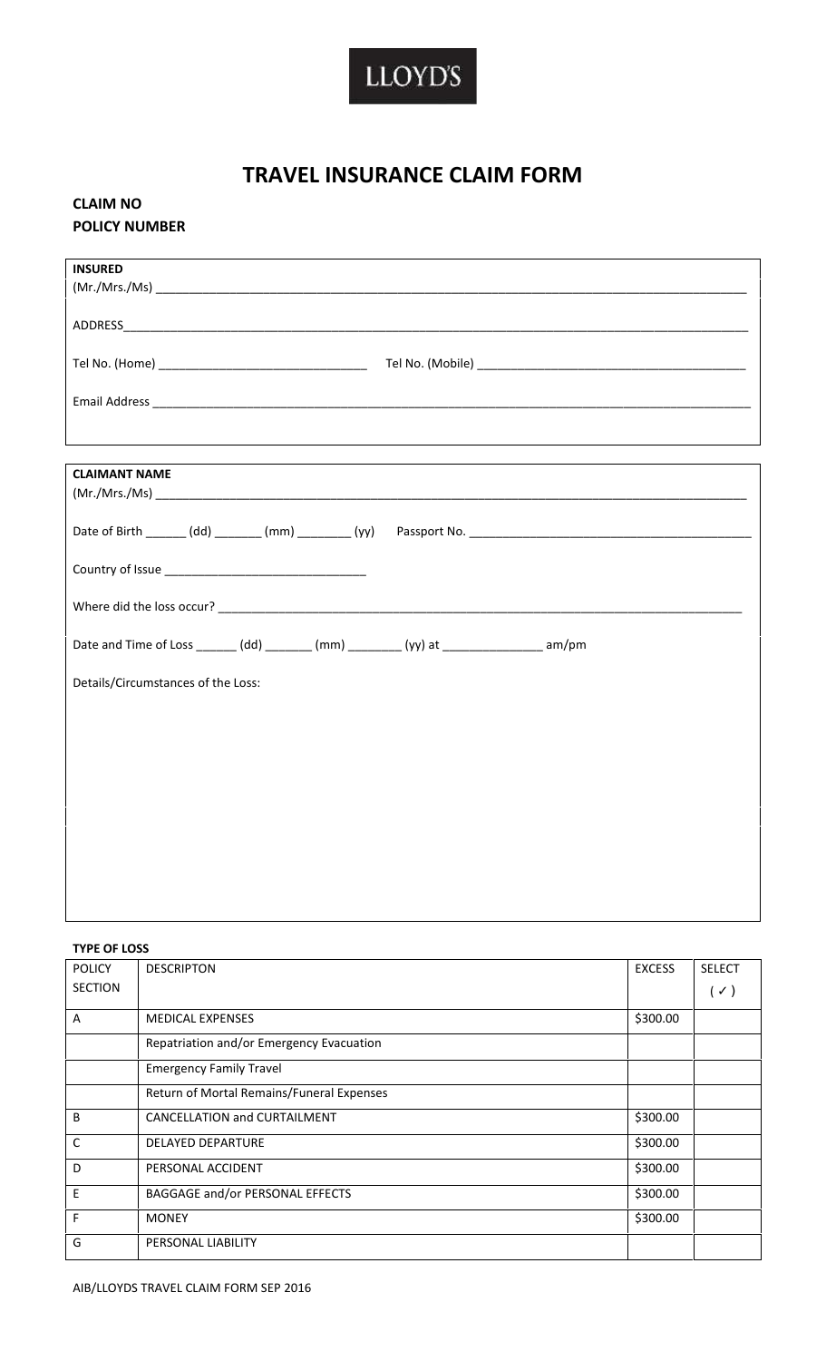LLOYD'S

# TRAVEL INSURANCE CLAIM FORM

**CLAIM NO**

**POLICY NUMBER**

**INSURED**

(Mr./Mrs./Ms) ______________________________________________________________________________

ADDRESS______________________________________________________________________________

Tel No. (Home) ______________________________ Tel No. (Mobile) ______________________________________

Email Address ______________________________________________________________________________

**CLAIMANT NAME**

(Mr./Mrs./Ms) ______________________________________________________________________________

Date of Birth ______ (dd) _______ (mm) ________ (yy) Passport No. ________________________________________

Country of Issue _____________________________

Where did the loss occur? ______________________________________________________________________________

Date and Time of Loss ______ (dd) _______ (mm) ________ (yy) at _______________ am/pm

Details/Circumstances of the Loss:

**TYPE OF LOSS**

| POLICY SECTION | DESCRIPTON | EXCESS | SELECT ( ✓ ) |
|---|---|---|---|
| A | MEDICAL EXPENSES | $300.00 | |
| | Repatriation and/or Emergency Evacuation | | |
| | Emergency Family Travel | | |
| | Return of Mortal Remains/Funeral Expenses | | |
| B | CANCELLATION and CURTAILMENT | $300.00 | |
| C | DELAYED DEPARTURE | $300.00 | |
| D | PERSONAL ACCIDENT | $300.00 | |
| E | BAGGAGE and/or PERSONAL EFFECTS | $300.00 | |
| F | MONEY | $300.00 | |
| G | PERSONAL LIABILITY | | |

AIB/LLOYDS TRAVEL CLAIM FORM SEP 2016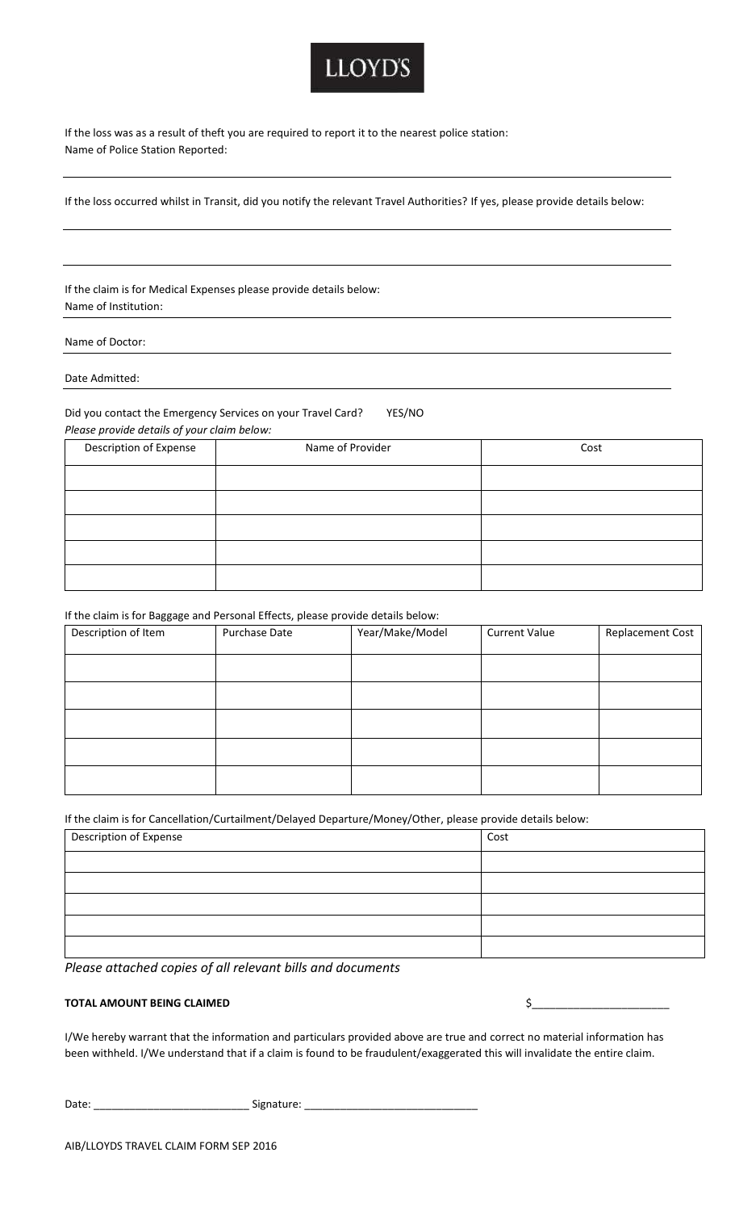LLOYD'S

If the loss was as a result of theft you are required to report it to the nearest police station:
Name of Police Station Reported:

---

If the loss occurred whilst in Transit, did you notify the relevant Travel Authorities? If yes, please provide details below:

---

---

If the claim is for Medical Expenses please provide details below:
Name of Institution:

---

Name of Doctor:

---

Date Admitted:

---

Did you contact the Emergency Services on your Travel Card? YES/NO

*Please provide details of your claim below:*

| Description of Expense | Name of Provider | Cost |
|---|---|---|
| | | |
| | | |
| | | |
| | | |
| | | |

If the claim is for Baggage and Personal Effects, please provide details below:

| Description of Item | Purchase Date | Year/Make/Model | Current Value | Replacement Cost |
|---|---|---|---|---|
| | | | | |
| | | | | |
| | | | | |
| | | | | |
| | | | | |

If the claim is for Cancellation/Curtailment/Delayed Departure/Money/Other, please provide details below:

| Description of Expense | Cost |
|---|---|
| | |
| | |
| | |
| | |
| | |

*Please attached copies of all relevant bills and documents*

**TOTAL AMOUNT BEING CLAIMED** $______________________

I/We hereby warrant that the information and particulars provided above are true and correct no material information has been withheld. I/We understand that if a claim is found to be fraudulent/exaggerated this will invalidate the entire claim.

Date: __________________________ Signature: _____________________________

AIB/LLOYDS TRAVEL CLAIM FORM SEP 2016